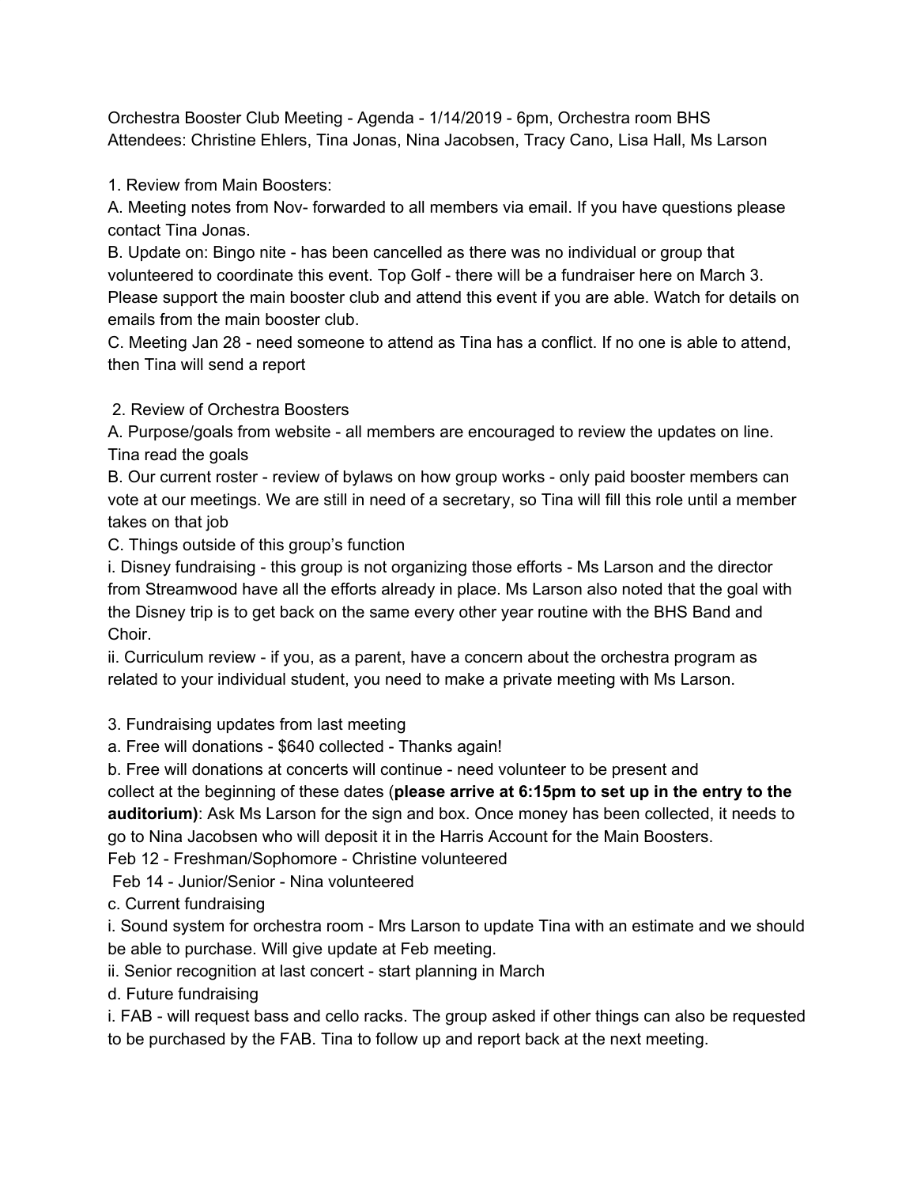Orchestra Booster Club Meeting - Agenda - 1/14/2019 - 6pm, Orchestra room BHS
Attendees: Christine Ehlers, Tina Jonas, Nina Jacobsen, Tracy Cano, Lisa Hall, Ms Larson

1. Review from Main Boosters:

A. Meeting notes from Nov- forwarded to all members via email. If you have questions please contact Tina Jonas.

B. Update on: Bingo nite - has been cancelled as there was no individual or group that volunteered to coordinate this event. Top Golf - there will be a fundraiser here on March 3. Please support the main booster club and attend this event if you are able. Watch for details on emails from the main booster club.

C. Meeting Jan 28 - need someone to attend as Tina has a conflict. If no one is able to attend, then Tina will send a report

2. Review of Orchestra Boosters

A. Purpose/goals from website - all members are encouraged to review the updates on line. Tina read the goals

B. Our current roster - review of bylaws on how group works - only paid booster members can vote at our meetings. We are still in need of a secretary, so Tina will fill this role until a member takes on that job

C. Things outside of this group's function

i. Disney fundraising - this group is not organizing those efforts - Ms Larson and the director from Streamwood have all the efforts already in place. Ms Larson also noted that the goal with the Disney trip is to get back on the same every other year routine with the BHS Band and Choir.

ii. Curriculum review - if you, as a parent, have a concern about the orchestra program as related to your individual student, you need to make a private meeting with Ms Larson.

3. Fundraising updates from last meeting

a. Free will donations - $640 collected - Thanks again!

b. Free will donations at concerts will continue - need volunteer to be present and collect at the beginning of these dates (**please arrive at 6:15pm to set up in the entry to the auditorium)**: Ask Ms Larson for the sign and box. Once money has been collected, it needs to go to Nina Jacobsen who will deposit it in the Harris Account for the Main Boosters.

Feb 12 - Freshman/Sophomore - Christine volunteered

Feb 14 - Junior/Senior - Nina volunteered

c. Current fundraising

i. Sound system for orchestra room - Mrs Larson to update Tina with an estimate and we should be able to purchase. Will give update at Feb meeting.

ii. Senior recognition at last concert - start planning in March

d. Future fundraising

i. FAB - will request bass and cello racks. The group asked if other things can also be requested to be purchased by the FAB. Tina to follow up and report back at the next meeting.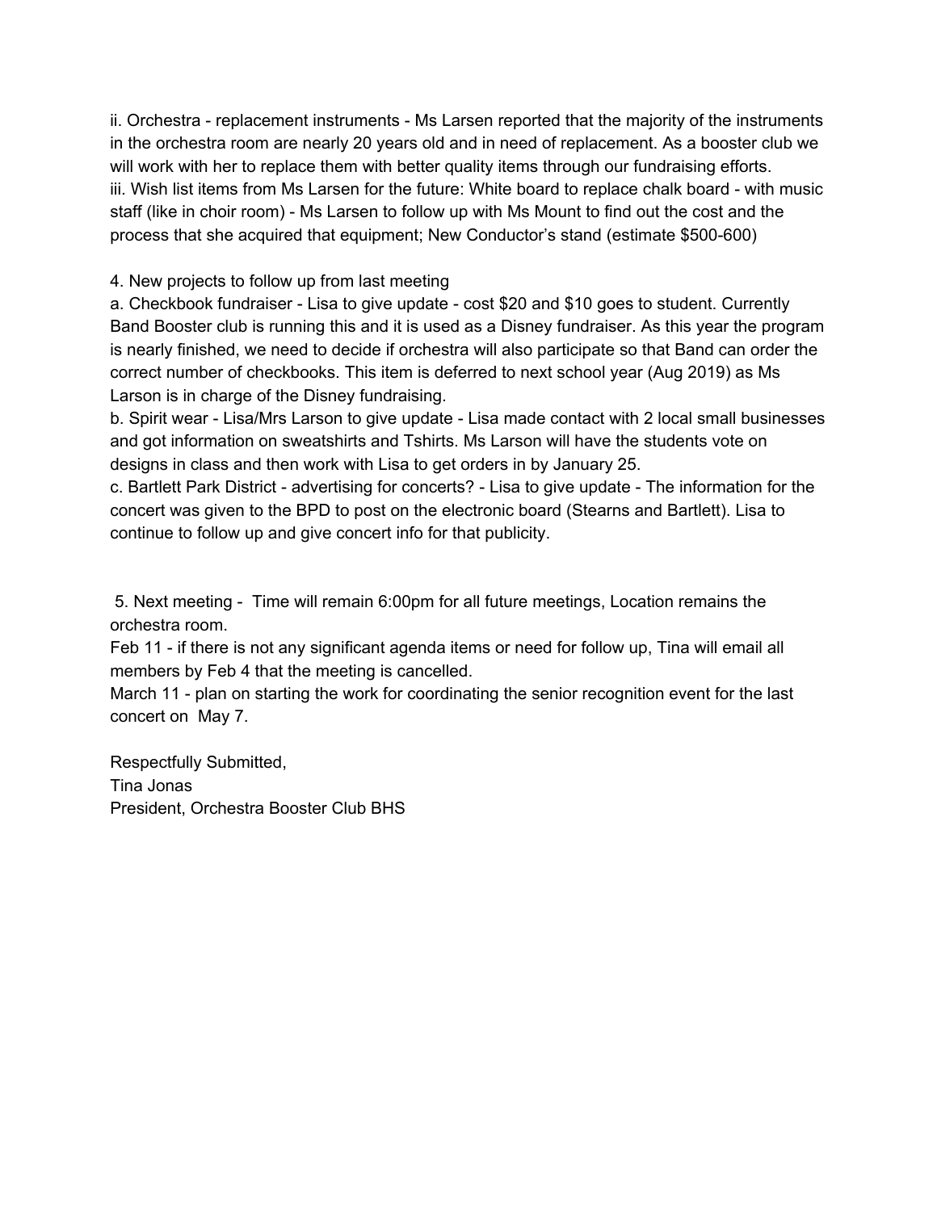ii. Orchestra - replacement instruments - Ms Larsen reported that the majority of the instruments in the orchestra room are nearly 20 years old and in need of replacement. As a booster club we will work with her to replace them with better quality items through our fundraising efforts.
iii. Wish list items from Ms Larsen for the future: White board to replace chalk board - with music staff (like in choir room) - Ms Larsen to follow up with Ms Mount to find out the cost and the process that she acquired that equipment; New Conductor's stand (estimate $500-600)

4. New projects to follow up from last meeting
a. Checkbook fundraiser - Lisa to give update - cost $20 and $10 goes to student. Currently Band Booster club is running this and it is used as a Disney fundraiser. As this year the program is nearly finished, we need to decide if orchestra will also participate so that Band can order the correct number of checkbooks. This item is deferred to next school year (Aug 2019) as Ms Larson is in charge of the Disney fundraising.
b. Spirit wear - Lisa/Mrs Larson to give update - Lisa made contact with 2 local small businesses and got information on sweatshirts and Tshirts. Ms Larson will have the students vote on designs in class and then work with Lisa to get orders in by January 25.
c. Bartlett Park District - advertising for concerts? - Lisa to give update - The information for the concert was given to the BPD to post on the electronic board (Stearns and Bartlett). Lisa to continue to follow up and give concert info for that publicity.

5. Next meeting - Time will remain 6:00pm for all future meetings, Location remains the orchestra room.
Feb 11 - if there is not any significant agenda items or need for follow up, Tina will email all members by Feb 4 that the meeting is cancelled.
March 11 - plan on starting the work for coordinating the senior recognition event for the last concert on May 7.

Respectfully Submitted,
Tina Jonas
President, Orchestra Booster Club BHS